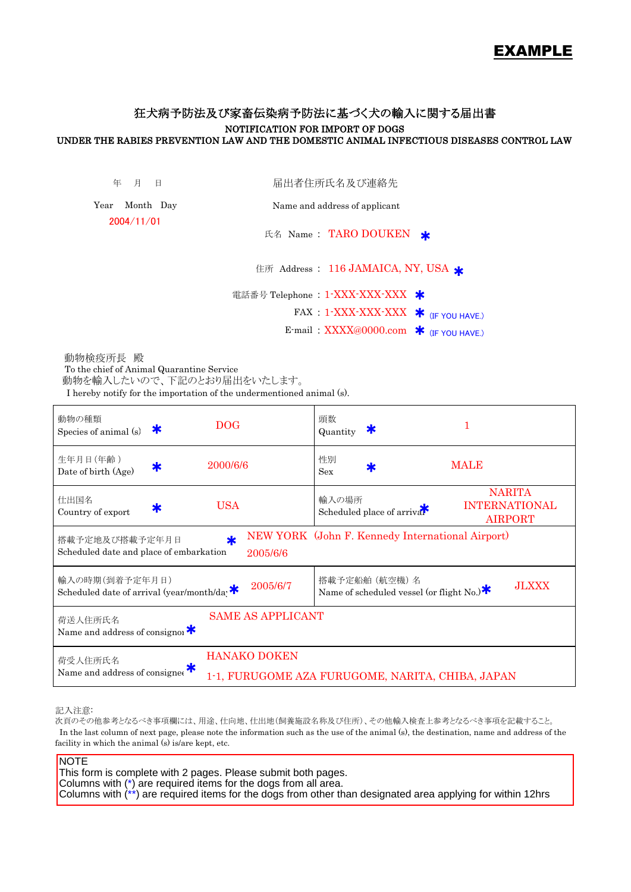**EXAMPLE**

# 狂犬病予防法及び家畜伝染病予防法に基づく犬の輸入に関する届出書

## NOTIFICATION FOR IMPORT OF DOGS
## UNDER THE RABIES PREVENTION LAW AND THE DOMESTIC ANIMAL INFECTIOUS DISEASES CONTROL LAW

年　月　日
Year　Month　Day
2004/11/01

届出者住所氏名及び連絡先
Name and address of applicant

氏名 Name： TARO DOUKEN *

住所 Address： 116 JAMAICA, NY, USA *

電話番号 Telephone：1-XXX-XXX-XXX *

FAX：1-XXX-XXX-XXX * (IF YOU HAVE.)

E-mail：XXXX@0000.com * (IF YOU HAVE.)

動物検疫所長　殿
To the chief of Animal Quarantine Service
動物を輸入したいので、下記のとおり届出をいたします。
I hereby notify for the importation of the undermentioned animal (s).

| | | | |
|---|---|---|---|
| 動物の種類 Species of animal (s) * | DOG | 頭数 Quantity * | 1 |
| 生年月日(年齢) Date of birth (Age) * | 2000/6/6 | 性別 Sex * | MALE |
| 仕出国名 Country of export * | USA | 輸入の場所 Scheduled place of arrival * | NARITA INTERNATIONAL AIRPORT |
| 搭載予定地及び搭載予定年月日 Scheduled date and place of embarkation * | NEW YORK（John F. Kennedy International Airport) 2005/6/6 | | |
| 輸入の時期(到着予定年月日) Scheduled date of arrival (year/month/day) * | 2005/6/7 | 搭載予定船舶（航空機）名 Name of scheduled vessel (or flight No.) * | JLXXX |
| 荷送人住所氏名 Name and address of consignor * | SAME AS APPLICANT | | |
| 荷受人住所氏名 Name and address of consignee * | HANAKO DOKEN 1-1, FURUGOME AZA FURUGOME, NARITA, CHIBA, JAPAN | | |

記入注意:
次頁のその他参考となるべき事項欄には、用途、仕向地、仕出地(飼養施設名称及び住所)、その他輸入検査上参考となるべき事項を記載すること。
In the last column of next page, please note the information such as the use of the animal (s), the destination, name and address of the facility in which the animal (s) is/are kept, etc.

NOTE
This form is complete with 2 pages. Please submit both pages.
Columns with (*) are required items for the dogs from all area.
Columns with (**) are required items for the dogs from other than designated area applying for within 12hrs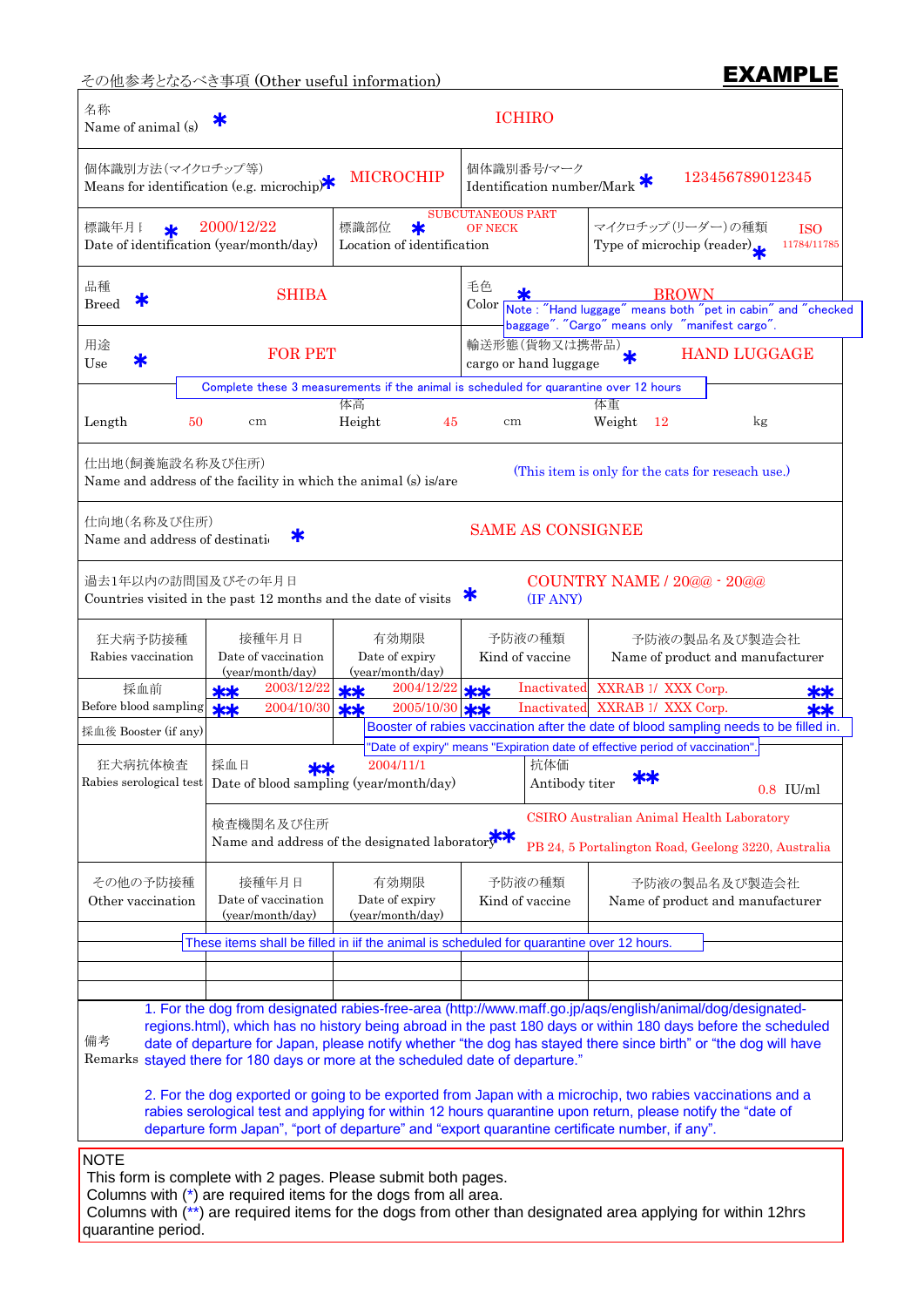その他参考となるべき事項 (Other useful information)

**EXAMPLE**

| 名称<br>Name of animal (s) * | ICHIRO | | |
|---|---|---|---|
| 個体識別方法(マイクロチップ等)<br>Means for identification (e.g. microchip) * | MICROCHIP | 個体識別番号/マーク<br>Identification number/Mark * | 123456789012345 |

| 標識年月日 * Date of identification (year/month/day) | 2000/12/22 | 標識部位 * Location of identification | SUBCUTANEOUS PART OF NECK | マイクロチップ(リーダー)の種類 Type of microchip (reader) * | ISO 11784/11785 |
|---|---|---|---|---|---|

| 品種<br>Breed * | SHIBA | 毛色<br>Color * | BROWN |
|---|---|---|---|
| 用途<br>Use * | FOR PET | 輸送形態(貨物又は携帯品)<br>cargo or hand luggage * | HAND LUGGAGE |

Note : "Hand luggage" means both "pet in cabin" and "checked baggage". "Cargo" means only "manifest cargo".

Complete these 3 measurements if the animal is scheduled for quarantine over 12 hours

| Length | 50 | cm | 体高 Height | 45 | cm | 体重 Weight | 12 | kg |
|---|---|---|---|---|---|---|---|---|

仕出地(飼養施設名称及び住所)
Name and address of the facility in which the animal (s) is/are — (This item is only for the cats for reseach use.)

仕向地(名称及び住所)
Name and address of destinati * — SAME AS CONSIGNEE

過去1年以内の訪問国及びその年月日
Countries visited in the past 12 months and the date of visits * — COUNTRY NAME / 20@@ - 20@@ (IF ANY)

| 狂犬病予防接種<br>Rabies vaccination | 接種年月日<br>Date of vaccination (year/month/day) | 有効期限<br>Date of expiry (year/month/day) | 予防液の種類<br>Kind of vaccine | 予防液の製品名及び製造会社<br>Name of product and manufacturer |
|---|---|---|---|---|
| 採血前<br>Before blood sampling | ** 2003/12/22 | ** 2004/12/22 | ** Inactivated | XXRAB 1/ XXX Corp. ** |
| | ** 2004/10/30 | ** 2005/10/30 | ** Inactivated | XXRAB 1/ XXX Corp. ** |
| 採血後 Booster (if any) | | | | |

Booster of rabies vaccination after the date of blood sampling needs to be filled in.

"Date of expiry" means "Expiration date of effective period of vaccination".

| 狂犬病抗体検査<br>Rabies serological test | 採血日 ** Date of blood sampling (year/month/day) | 2004/11/1 | 抗体価 Antibody titer ** | 0.8 IU/ml |
|---|---|---|---|---|
| | 検査機関名及び住所 Name and address of the designated laboratory ** | CSIRO Australian Animal Health Laboratory<br>PB 24, 5 Portalington Road, Geelong 3220, Australia | | |

| その他の予防接種<br>Other vaccination | 接種年月日<br>Date of vaccination (year/month/day) | 有効期限<br>Date of expiry (year/month/day) | 予防液の種類<br>Kind of vaccine | 予防液の製品名及び製造会社<br>Name of product and manufacturer |
|---|---|---|---|---|
| | | | | |
| | | | | |
| | | | | |

These items shall be filled in iif the animal is scheduled for quarantine over 12 hours.

備考
Remarks

1. For the dog from designated rabies-free-area (http://www.maff.go.jp/aqs/english/animal/dog/designated-regions.html), which has no history being abroad in the past 180 days or within 180 days before the scheduled date of departure for Japan, please notify whether "the dog has stayed there since birth" or "the dog will have stayed there for 180 days or more at the scheduled date of departure."

2. For the dog exported or going to be exported from Japan with a microchip, two rabies vaccinations and a rabies serological test and applying for within 12 hours quarantine upon return, please notify the "date of departure form Japan", "port of departure" and "export quarantine certificate number, if any".

NOTE
This form is complete with 2 pages. Please submit both pages.
Columns with (*) are required items for the dogs from all area.
Columns with (**) are required items for the dogs from other than designated area applying for within 12hrs quarantine period.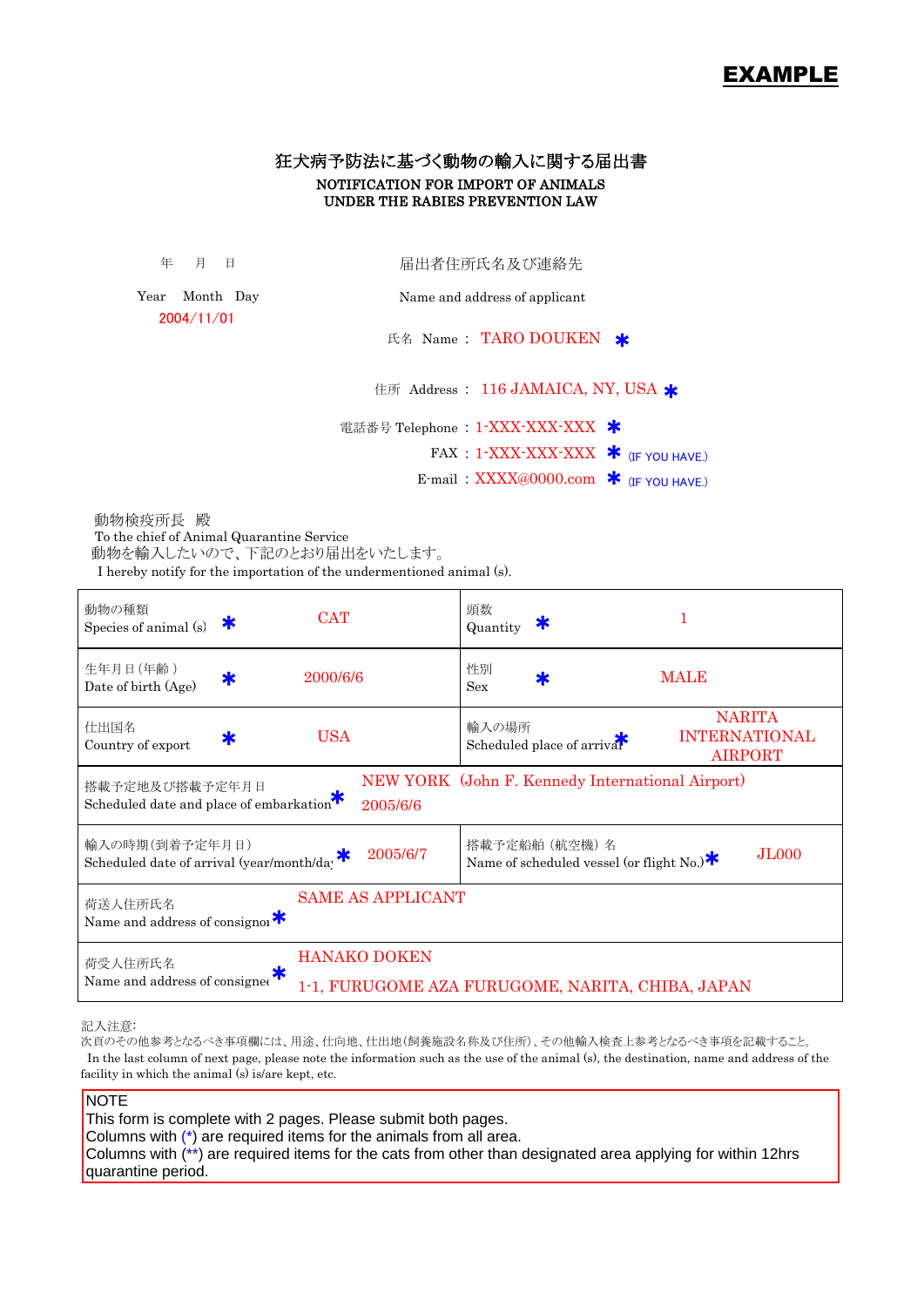**EXAMPLE**

# 狂犬病予防法に基づく動物の輸入に関する届出書

## NOTIFICATION FOR IMPORT OF ANIMALS UNDER THE RABIES PREVENTION LAW

年　月　日

Year　Month　Day

2004/11/01

届出者住所氏名及び連絡先

Name and address of applicant

氏名 Name ： TARO DOUKEN *

住所 Address ： 116 JAMAICA, NY, USA *

電話番号 Telephone ： 1-XXX-XXX-XXX *

FAX ： 1-XXX-XXX-XXX * (IF YOU HAVE.)

E-mail ： XXXX@0000.com * (IF YOU HAVE.)

動物検疫所長　殿

To the chief of Animal Quarantine Service

動物を輸入したいので、下記のとおり届出をいたします。

I hereby notify for the importation of the undermentioned animal (s).

| | | | |
|---|---|---|---|
| 動物の種類<br>Species of animal (s) * | CAT | 頭数<br>Quantity * | 1 |
| 生年月日 (年齢)<br>Date of birth (Age) * | 2000/6/6 | 性別<br>Sex * | MALE |
| 仕出国名<br>Country of export * | USA | 輸入の場所<br>Scheduled place of arrival * | NARITA INTERNATIONAL AIRPORT |
| 搭載予定地及び搭載予定年月日<br>Scheduled date and place of embarkation * | NEW YORK (John F. Kennedy International Airport)<br>2005/6/6 | | |
| 輸入の時期 (到着予定年月日)<br>Scheduled date of arrival (year/month/day) * | 2005/6/7 | 搭載予定船舶（航空機）名<br>Name of scheduled vessel (or flight No.) * | JL000 |
| 荷送人住所氏名<br>Name and address of consignor * | SAME AS APPLICANT | | |
| 荷受人住所氏名<br>Name and address of consignee * | HANAKO DOKEN<br>1-1, FURUGOME AZA FURUGOME, NARITA, CHIBA, JAPAN | | |

記入注意:

次頁のその他参考となるべき事項欄には、用途、仕向地、仕出地(飼養施設名称及び住所)、その他輸入検査上参考となるべき事項を記載すること。

In the last column of next page, please note the information such as the use of the animal (s), the destination, name and address of the facility in which the animal (s) is/are kept, etc.

NOTE

This form is complete with 2 pages. Please submit both pages.

Columns with (*) are required items for the animals from all area.

Columns with (**) are required items for the cats from other than designated area applying for within 12hrs quarantine period.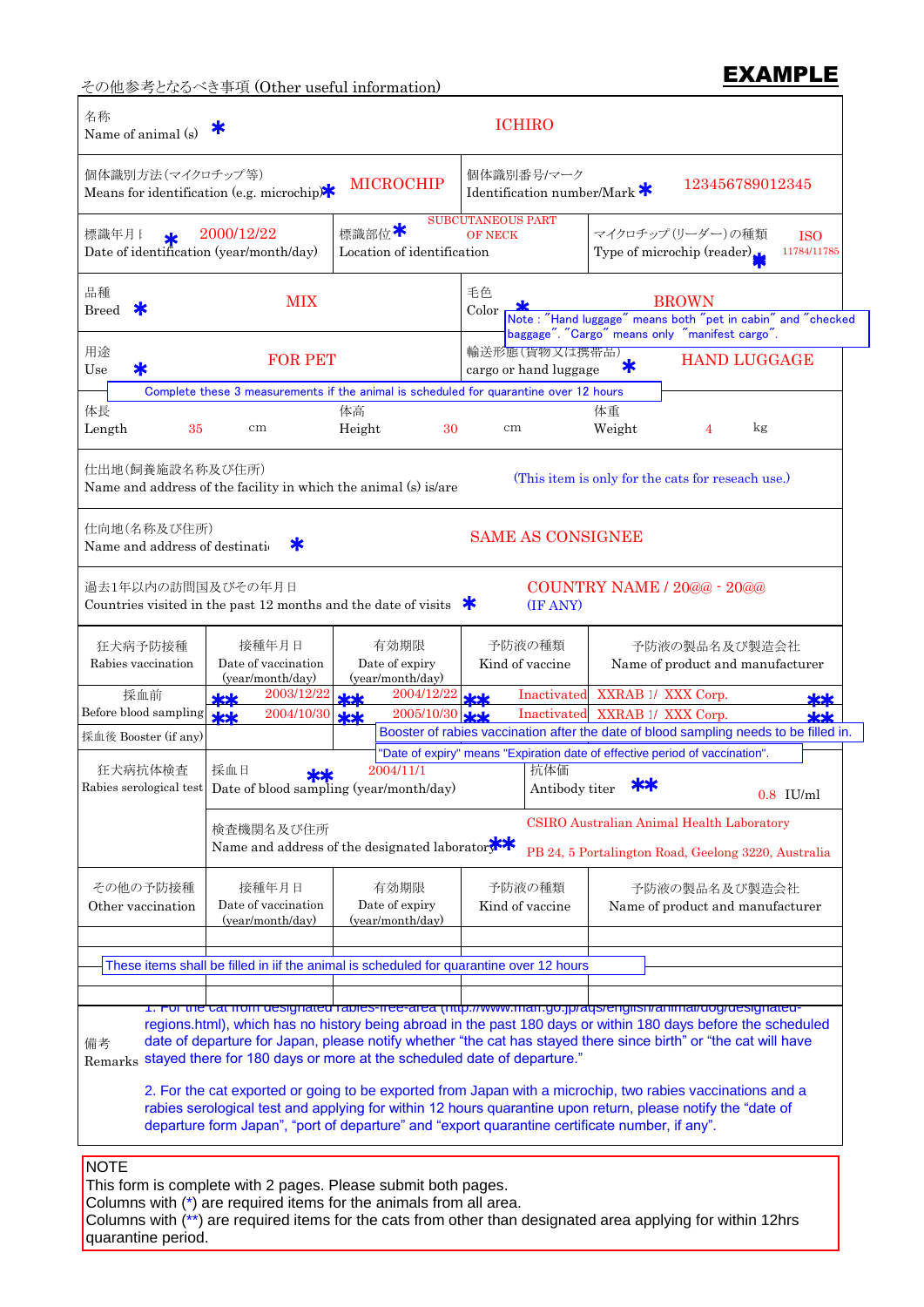**EXAMPLE**

その他参考となるべき事項 (Other useful information)

| | |
|---|---|
| 名称 Name of animal (s) * | ICHIRO |

| | | | |
|---|---|---|---|
| 個体識別方法(マイクロチップ等) Means for identification (e.g. microchip) * | MICROCHIP | 個体識別番号/マーク Identification number/Mark * | 123456789012345 |

| | | | | | |
|---|---|---|---|---|---|
| 標識年月日 * Date of identification (year/month/day) | 2000/12/22 | 標識部位 * Location of identification | SUBCUTANEOUS PART OF NECK | マイクロチップ(リーダー)の種類 Type of microchip (reader) * | ISO 11784/11785 |

| | | | |
|---|---|---|---|
| 品種 Breed * | MIX | 毛色 Color * | BROWN |
| 用途 Use * | FOR PET | 輸送形態(貨物又は携帯品) cargo or hand luggage * | HAND LUGGAGE |

Note : "Hand luggage" means both "pet in cabin" and "checked baggage". "Cargo" means only "manifest cargo".

Complete these 3 measurements if the animal is scheduled for quarantine over 12 hours

| | | | | | | | |
|---|---|---|---|---|---|---|---|
| 体長 Length | 35 | cm | 体高 Height | 30 | cm | 体重 Weight | 4 kg |

| | |
|---|---|
| 仕出地(飼養施設名称及び住所) Name and address of the facility in which the animal (s) is/are | (This item is only for the cats for reseach use.) |
| 仕向地(名称及び住所) Name and address of destinati * | SAME AS CONSIGNEE |
| 過去1年以内の訪問国及びその年月日 Countries visited in the past 12 months and the date of visits * | COUNTRY NAME / 20@@ - 20@@ (IF ANY) |

| 狂犬病予防接種 Rabies vaccination | 接種年月日 Date of vaccination (year/month/day) | 有効期限 Date of expiry (year/month/day) | 予防液の種類 Kind of vaccine | 予防液の製品名及び製造会社 Name of product and manufacturer |
|---|---|---|---|---|
| 採血前 Before blood sampling | ** 2003/12/22 | ** 2004/12/22 | ** Inactivated | XXRAB 1/ XXX Corp. ** |
| | ** 2004/10/30 | ** 2005/10/30 | ** Inactivated | XXRAB 1/ XXX Corp. ** |
| 採血後 Booster (if any) | | | | |

Booster of rabies vaccination after the date of blood sampling needs to be filled in.

"Date of expiry" means "Expiration date of effective period of vaccination".

| | | | |
|---|---|---|---|
| 狂犬病抗体検査 Rabies serological test | 採血日 Date of blood sampling (year/month/day) ** | 2004/11/1 | 抗体価 Antibody titer ** 0.8 IU/ml |
| | 検査機関名及び住所 Name and address of the designated laboratory ** | CSIRO Australian Animal Health Laboratory PB 24, 5 Portalington Road, Geelong 3220, Australia | |

| その他の予防接種 Other vaccination | 接種年月日 Date of vaccination (year/month/day) | 有効期限 Date of expiry (year/month/day) | 予防液の種類 Kind of vaccine | 予防液の製品名及び製造会社 Name of product and manufacturer |
|---|---|---|---|---|
| | | | | |
| | | | | |
| | | | | |

These items shall be filled in iif the animal is scheduled for quarantine over 12 hours

備考 Remarks

1. For the cat from designated rabies-free-area (http://www.maff.go.jp/aqs/english/animal/dog/designated-regions.html), which has no history being abroad in the past 180 days or within 180 days before the scheduled date of departure for Japan, please notify whether "the cat has stayed there since birth" or "the cat will have stayed there for 180 days or more at the scheduled date of departure."

2. For the cat exported or going to be exported from Japan with a microchip, two rabies vaccinations and a rabies serological test and applying for within 12 hours quarantine upon return, please notify the "date of departure form Japan", "port of departure" and "export quarantine certificate number, if any".

NOTE
This form is complete with 2 pages. Please submit both pages.
Columns with (*) are required items for the animals from all area.
Columns with (**) are required items for the cats from other than designated area applying for within 12hrs quarantine period.